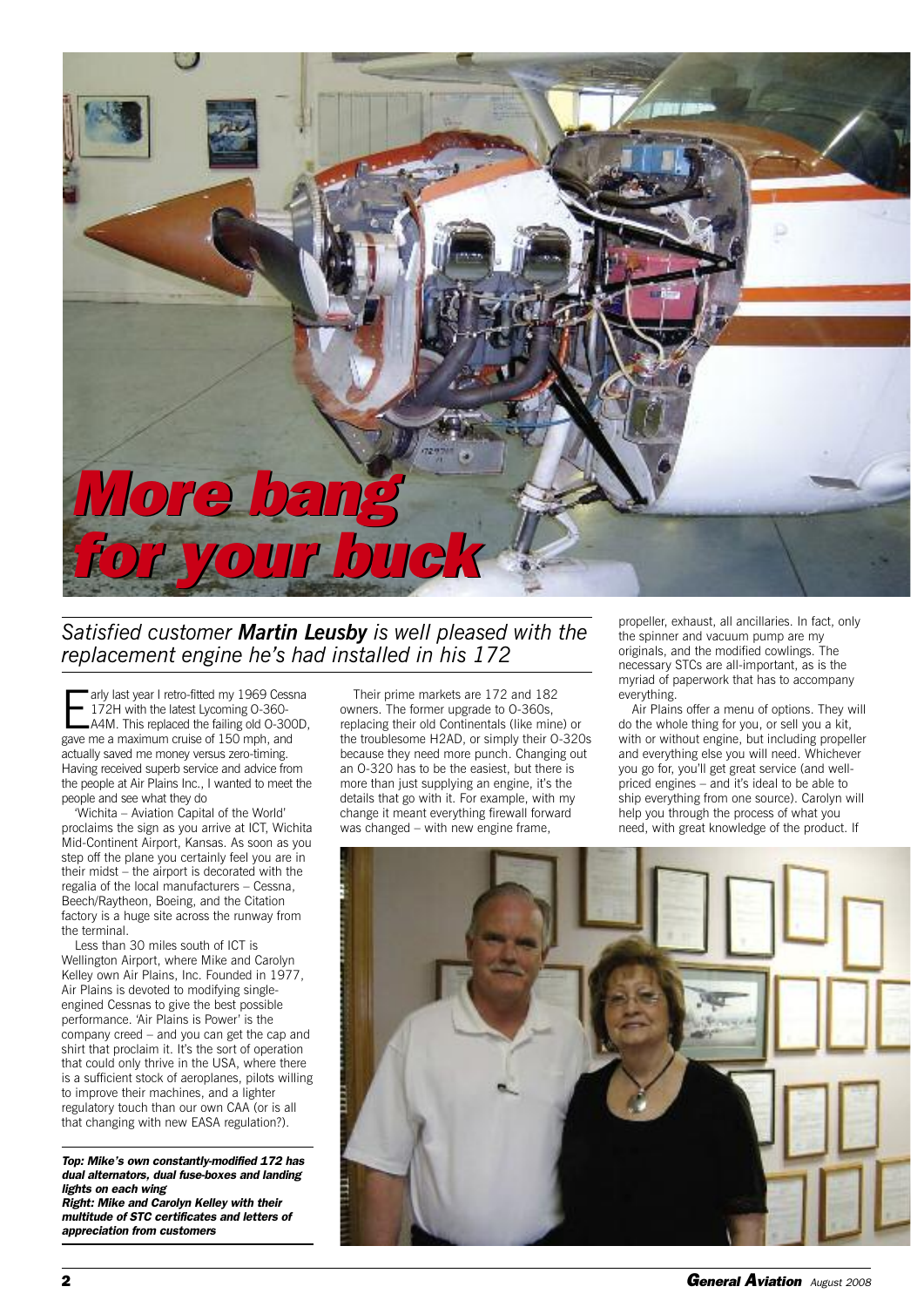# More bang for your buck

*Satisfied customer **Martin Leusby** is well pleased with the replacement engine he's had installed in his 172*

Early last year I retro-fitted my 1969 Cessna 172H with the latest Lycoming O-360-A4M. This replaced the failing old O-300D, gave me a maximum cruise of 150 mph, and actually saved me money versus zero-timing. Having received superb service and advice from the people at Air Plains Inc., I wanted to meet the people and see what they do

'Wichita – Aviation Capital of the World' proclaims the sign as you arrive at ICT, Wichita Mid-Continent Airport, Kansas. As soon as you step off the plane you certainly feel you are in their midst – the airport is decorated with the regalia of the local manufacturers – Cessna, Beech/Raytheon, Boeing, and the Citation factory is a huge site across the runway from the terminal.

Less than 30 miles south of ICT is Wellington Airport, where Mike and Carolyn Kelley own Air Plains, Inc. Founded in 1977, Air Plains is devoted to modifying single-engined Cessnas to give the best possible performance. 'Air Plains is Power' is the company creed – and you can get the cap and shirt that proclaim it. It's the sort of operation that could only thrive in the USA, where there is a sufficient stock of aeroplanes, pilots willing to improve their machines, and a lighter regulatory touch than our own CAA (or is all that changing with new EASA regulation?).

***Top: Mike's own constantly-modified 172 has dual alternators, dual fuse-boxes and landing lights on each wing***
***Right: Mike and Carolyn Kelley with their multitude of STC certificates and letters of appreciation from customers***

Their prime markets are 172 and 182 owners. The former upgrade to O-360s, replacing their old Continentals (like mine) or the troublesome H2AD, or simply their O-320s because they need more punch. Changing out an O-320 has to be the easiest, but there is more than just supplying an engine, it's the details that go with it. For example, with my change it meant everything firewall forward was changed – with new engine frame, propeller, exhaust, all ancillaries. In fact, only the spinner and vacuum pump are my originals, and the modified cowlings. The necessary STCs are all-important, as is the myriad of paperwork that has to accompany everything.

Air Plains offer a menu of options. They will do the whole thing for you, or sell you a kit, with or without engine, but including propeller and everything else you will need. Whichever you go for, you'll get great service (and well-priced engines – and it's ideal to be able to ship everything from one source). Carolyn will help you through the process of what you need, with great knowledge of the product. If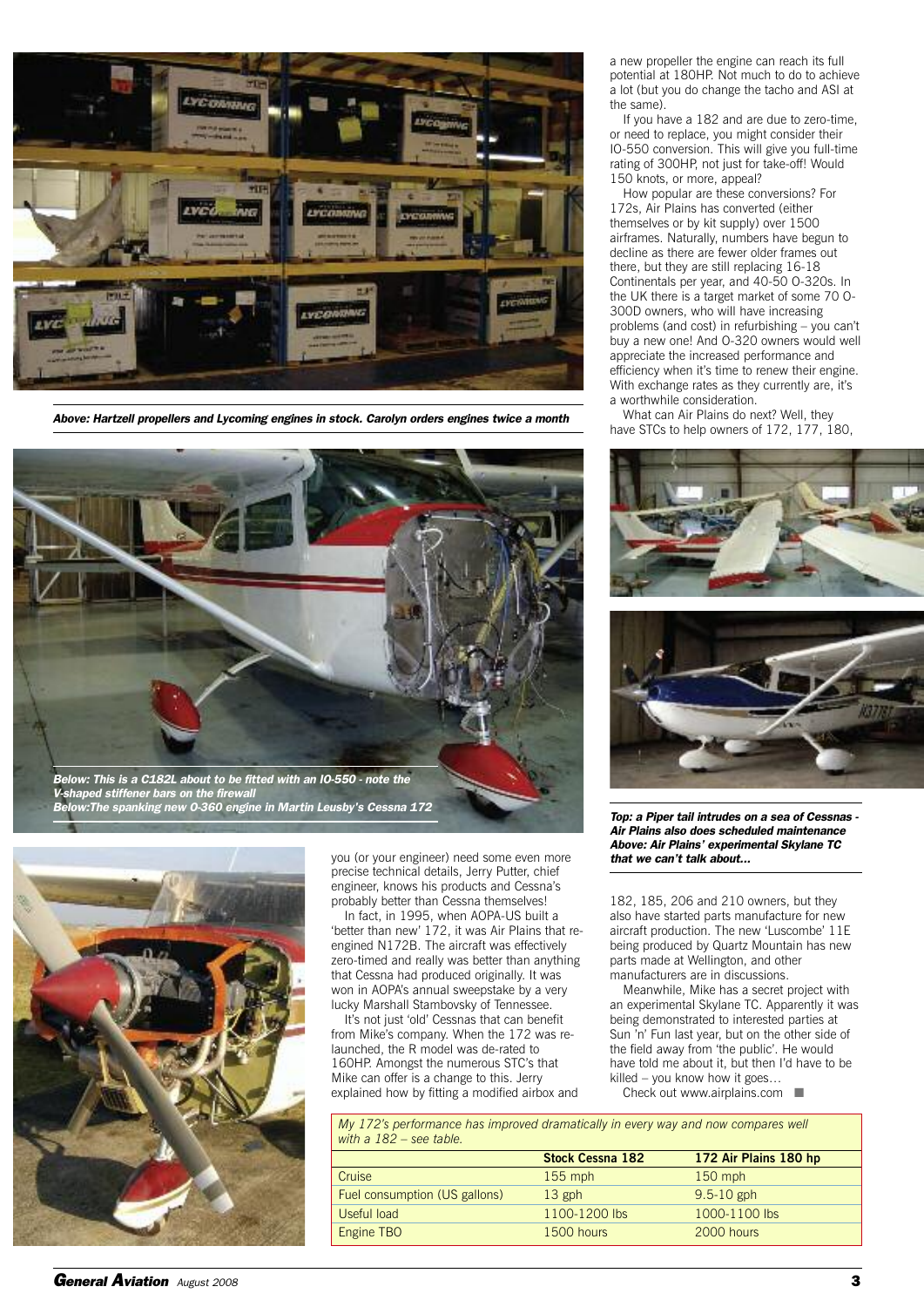Above: Hartzell propellers and Lycoming engines in stock. Carolyn orders engines twice a month

*Below: This is a C182L about to be fitted with an IO-550 - note the V-shaped stiffener bars on the firewall*
*Below:The spanking new O-360 engine in Martin Leusby's Cessna 172*

you (or your engineer) need some even more precise technical details, Jerry Putter, chief engineer, knows his products and Cessna's probably better than Cessna themselves!

In fact, in 1995, when AOPA-US built a 'better than new' 172, it was Air Plains that re-engined N172B. The aircraft was effectively zero-timed and really was better than anything that Cessna had produced originally. It was won in AOPA's annual sweepstake by a very lucky Marshall Stambovsky of Tennessee.

It's not just 'old' Cessnas that can benefit from Mike's company. When the 172 was re-launched, the R model was de-rated to 160HP. Amongst the numerous STC's that Mike can offer is a change to this. Jerry explained how by fitting a modified airbox and a new propeller the engine can reach its full potential at 180HP. Not much to do to achieve a lot (but you do change the tacho and ASI at the same).

If you have a 182 and are due to zero-time, or need to replace, you might consider their IO-550 conversion. This will give you full-time rating of 300HP, not just for take-off! Would 150 knots, or more, appeal?

How popular are these conversions? For 172s, Air Plains has converted (either themselves or by kit supply) over 1500 airframes. Naturally, numbers have begun to decline as there are fewer older frames out there, but they are still replacing 16-18 Continentals per year, and 40-50 O-320s. In the UK there is a target market of some 70 O-300D owners, who will have increasing problems (and cost) in refurbishing – you can't buy a new one! And O-320 owners would well appreciate the increased performance and efficiency when it's time to renew their engine. With exchange rates as they currently are, it's a worthwhile consideration.

What can Air Plains do next? Well, they have STCs to help owners of 172, 177, 180, 182, 185, 206 and 210 owners, but they also have started parts manufacture for new aircraft production. The new 'Luscombe' 11E being produced by Quartz Mountain has new parts made at Wellington, and other manufacturers are in discussions.

Meanwhile, Mike has a secret project with an experimental Skylane TC. Apparently it was being demonstrated to interested parties at Sun 'n' Fun last year, but on the other side of the field away from 'the public'. He would have told me about it, but then I'd have to be killed – you know how it goes…

Check out www.airplains.com ■

***Top: a Piper tail intrudes on a sea of Cessnas - Air Plains also does scheduled maintenance***
***Above: Air Plains' experimental Skylane TC that we can't talk about...***

*My 172's performance has improved dramatically in every way and now compares well with a 182 – see table.*

| | Stock Cessna 182 | 172 Air Plains 180 hp |
|---|---|---|
| Cruise | 155 mph | 150 mph |
| Fuel consumption (US gallons) | 13 gph | 9.5-10 gph |
| Useful load | 1100-1200 lbs | 1000-1100 lbs |
| Engine TBO | 1500 hours | 2000 hours |